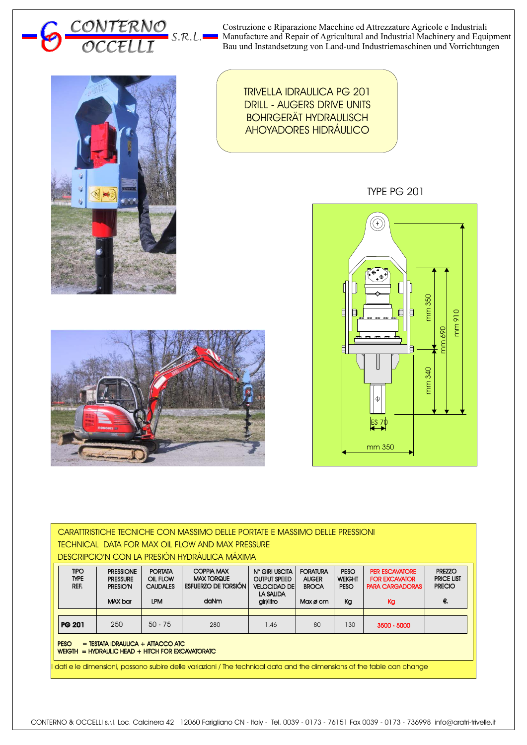CONTERNO OCCELLI S.R.L.

Costruzione e Riparazione Macchine ed Attrezzature Agricole e Industriali
Manufacture and Repair of Agricultural and Industrial Machinery and Equipment
Bau und Instandsetzung von Land-und Industriemaschinen und Vorrichtungen

# TRIVELLA IDRAULICA PG 201
# DRILL - AUGERS DRIVE UNITS
# BOHRGERÄT HYDRAULISCH
# AHOYADORES HIDRÁULICO

## TYPE PG 201

mm 350
mm 690
mm 910
mm 340
ES 70
mm 350

CARATTRISTICHE TECNICHE CON MASSIMO DELLE PORTATE E MASSIMO DELLE PRESSIONI
TECHNICAL DATA FOR MAX OIL FLOW AND MAX PRESSURE
DESCRIPCIO'N CON LA PRESIÓN HYDRÁULICA MÁXIMA

| TIPO TYPE REF. | PRESSIONE PRESSURE PRESIO'N MAX bar | PORTATA OIL FLOW CAUDALES LPM | COPPIA MAX MAX TORQUE ESFUERZO DE TORSIÓN daNm | N° GIRI USCITA OUTPUT SPEED VELOCIDAD DE LA SALIDA giri/litro | FORATURA AUGER BROCA Max ø cm | PESO WEIGHT PESO Kg | PER ESCAVATORE FOR EXCAVATOR PARA CARGADORAS Kg | PREZZO PRICE LIST PRECIO €. |
|---|---|---|---|---|---|---|---|---|
| **PG 201** | 250 | 50 - 75 | 280 | 1,46 | 80 | 130 | 3500 - 5000 | |

PESO = TESTATA IDRAULICA + ATTACCO ATC
WEIGTH = HYDRAULIC HEAD + HITCH FOR EXCAVATORATC

I dati e le dimensioni, possono subire delle variazioni / The technical data and the dimensions of the table can change

CONTERNO & OCCELLI s.r.l. Loc. Calcinera 42 12060 Farigliano CN - Italy - Tel. 0039 - 0173 - 76151 Fax 0039 - 0173 - 736998 info@aratri-trivelle.it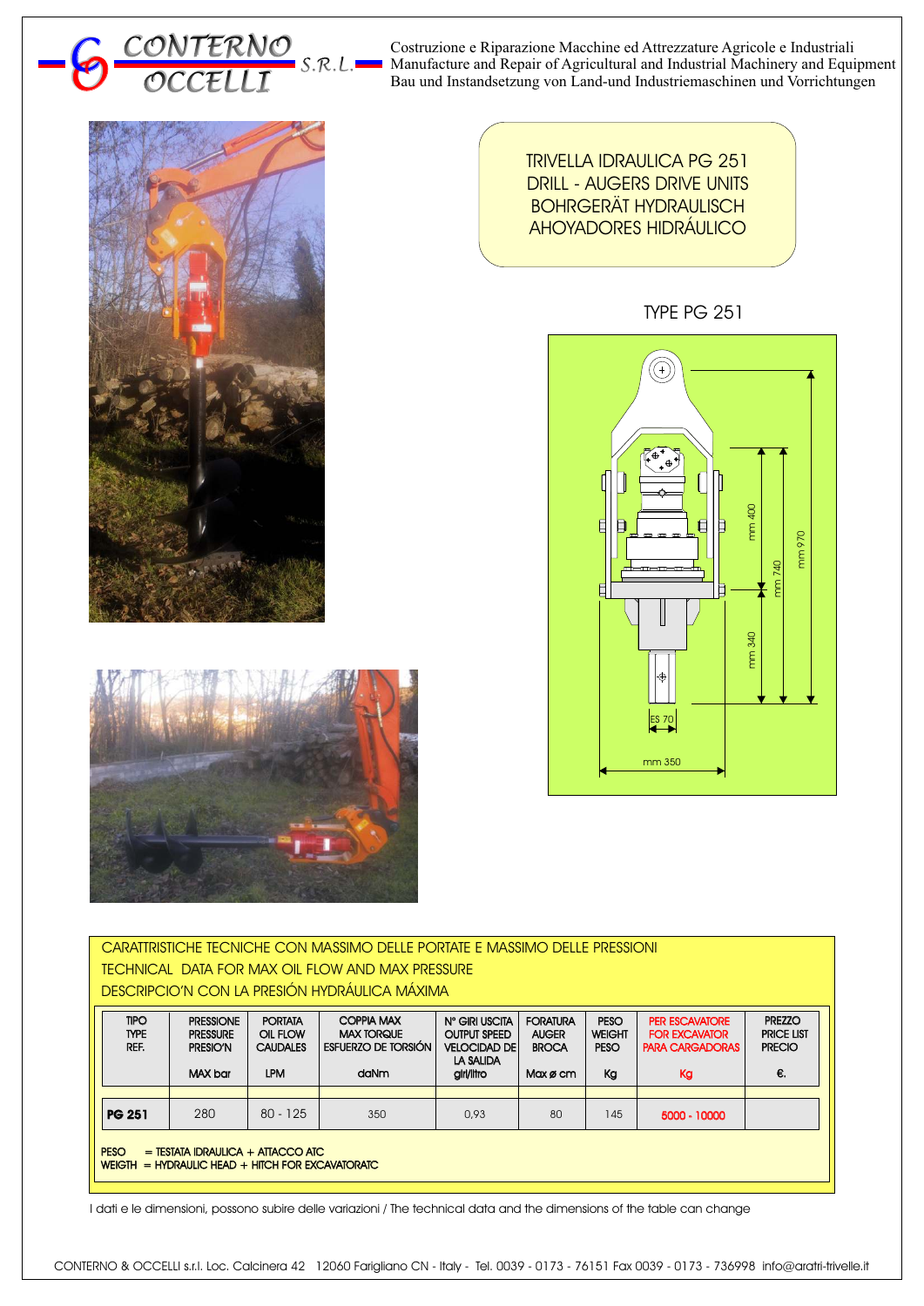CONTERNO OCCELLI S.R.L.

Costruzione e Riparazione Macchine ed Attrezzature Agricole e Industriali
Manufacture and Repair of Agricultural and Industrial Machinery and Equipment
Bau und Instandsetzung von Land-und Industriemaschinen und Vorrichtungen

# TRIVELLA IDRAULICA PG 251
# DRILL - AUGERS DRIVE UNITS
# BOHRGERÄT HYDRAULISCH
# AHOYADORES HIDRÁULICO

## TYPE PG 251

mm 400
mm 740
mm 970
mm 340
ES 70
mm 350

CARATTRISTICHE TECNICHE CON MASSIMO DELLE PORTATE E MASSIMO DELLE PRESSIONI
TECHNICAL DATA FOR MAX OIL FLOW AND MAX PRESSURE
DESCRIPCIO'N CON LA PRESIÓN HYDRÁULICA MÁXIMA

| TIPO TYPE REF. | PRESSIONE PRESSURE PRESIO'N MAX bar | PORTATA OIL FLOW CAUDALES LPM | COPPIA MAX MAX TORQUE ESFUERZO DE TORSIÓN daNm | N° GIRI USCITA OUTPUT SPEED VELOCIDAD DE LA SALIDA giri/litro | FORATURA AUGER BROCA Max ø cm | PESO WEIGHT PESO Kg | PER ESCAVATORE FOR EXCAVATOR PARA CARGADORAS Kg | PREZZO PRICE LIST PRECIO €. |
|---|---|---|---|---|---|---|---|---|
| **PG 251** | 280 | 80 - 125 | 350 | 0,93 | 80 | 145 | 5000 - 10000 | |

PESO = TESTATA IDRAULICA + ATTACCO ATC
WEIGTH = HYDRAULIC HEAD + HITCH FOR EXCAVATORATC

I dati e le dimensioni, possono subire delle variazioni / The technical data and the dimensions of the table can change

CONTERNO & OCCELLI s.r.l. Loc. Calcinera 42 12060 Farigliano CN - Italy - Tel. 0039 - 0173 - 76151 Fax 0039 - 0173 - 736998 info@aratri-trivelle.it